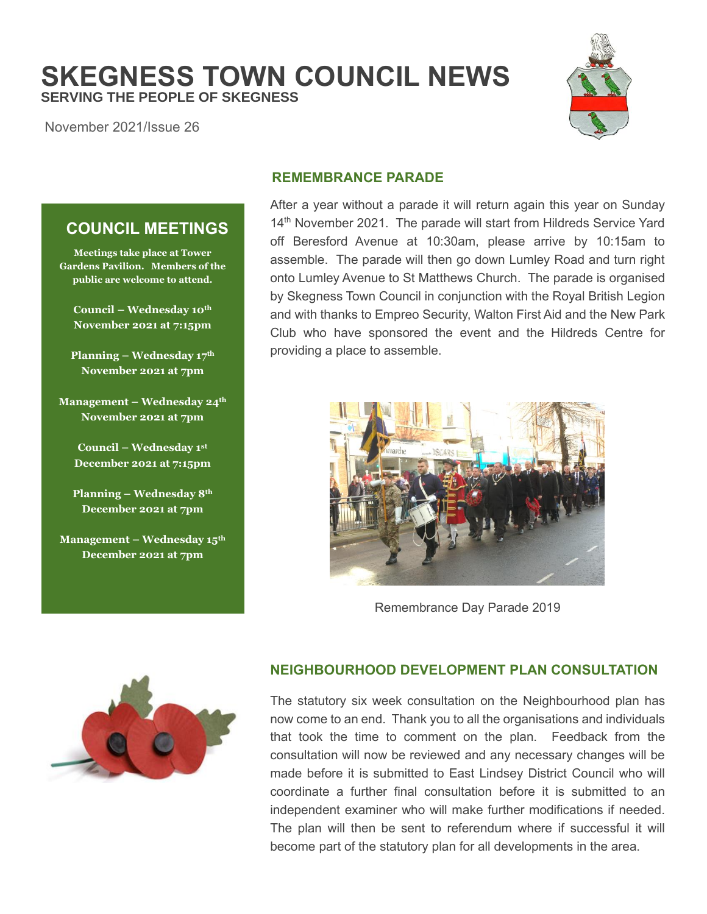# SKEGNESS TOWN COUNCIL NEWS

**SERVING THE PEOPLE OF SKEGNESS**

November 2021/Issue 26

## COUNCIL MEETINGS

**Meetings take place at Tower Gardens Pavilion. Members of the public are welcome to attend.**

**Council – Wednesday 10th November 2021 at 7:15pm**

**Planning – Wednesday 17th November 2021 at 7pm**

**Management – Wednesday 24th November 2021 at 7pm**

**Council – Wednesday 1st December 2021 at 7:15pm**

**Planning – Wednesday 8th December 2021 at 7pm**

**Management – Wednesday 15th December 2021 at 7pm**

## REMEMBRANCE PARADE

After a year without a parade it will return again this year on Sunday 14th November 2021. The parade will start from Hildreds Service Yard off Beresford Avenue at 10:30am, please arrive by 10:15am to assemble. The parade will then go down Lumley Road and turn right onto Lumley Avenue to St Matthews Church. The parade is organised by Skegness Town Council in conjunction with the Royal British Legion and with thanks to Empreo Security, Walton First Aid and the New Park Club who have sponsored the event and the Hildreds Centre for providing a place to assemble.

Remembrance Day Parade 2019

## NEIGHBOURHOOD DEVELOPMENT PLAN CONSULTATION

The statutory six week consultation on the Neighbourhood plan has now come to an end. Thank you to all the organisations and individuals that took the time to comment on the plan. Feedback from the consultation will now be reviewed and any necessary changes will be made before it is submitted to East Lindsey District Council who will coordinate a further final consultation before it is submitted to an independent examiner who will make further modifications if needed. The plan will then be sent to referendum where if successful it will become part of the statutory plan for all developments in the area.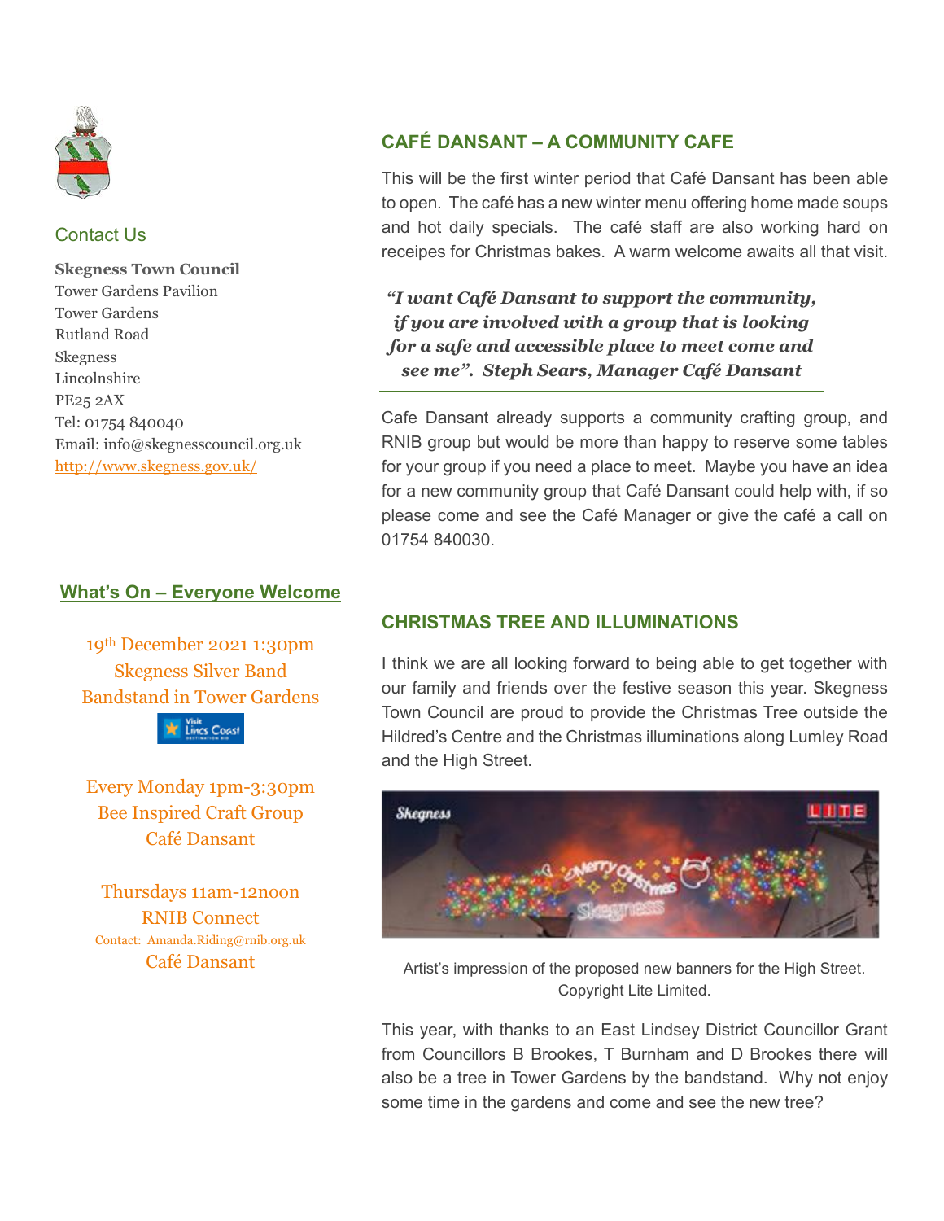## Contact Us

**Skegness Town Council**
Tower Gardens Pavilion
Tower Gardens
Rutland Road
Skegness
Lincolnshire
PE25 2AX
Tel: 01754 840040
Email: info@skegnesscouncil.org.uk
http://www.skegness.gov.uk/

## What's On – Everyone Welcome

19th December 2021 1:30pm
Skegness Silver Band
Bandstand in Tower Gardens

Every Monday 1pm-3:30pm
Bee Inspired Craft Group
Café Dansant

Thursdays 11am-12noon
RNIB Connect
Contact: Amanda.Riding@rnib.org.uk
Café Dansant

## CAFÉ DANSANT – A COMMUNITY CAFE

This will be the first winter period that Café Dansant has been able to open. The café has a new winter menu offering home made soups and hot daily specials. The café staff are also working hard on receipes for Christmas bakes. A warm welcome awaits all that visit.

> ***"I want Café Dansant to support the community, if you are involved with a group that is looking for a safe and accessible place to meet come and see me". Steph Sears, Manager Café Dansant***

Cafe Dansant already supports a community crafting group, and RNIB group but would be more than happy to reserve some tables for your group if you need a place to meet. Maybe you have an idea for a new community group that Café Dansant could help with, if so please come and see the Café Manager or give the café a call on 01754 840030.

## CHRISTMAS TREE AND ILLUMINATIONS

I think we are all looking forward to being able to get together with our family and friends over the festive season this year. Skegness Town Council are proud to provide the Christmas Tree outside the Hildred's Centre and the Christmas illuminations along Lumley Road and the High Street.

Artist's impression of the proposed new banners for the High Street. Copyright Lite Limited.

This year, with thanks to an East Lindsey District Councillor Grant from Councillors B Brookes, T Burnham and D Brookes there will also be a tree in Tower Gardens by the bandstand. Why not enjoy some time in the gardens and come and see the new tree?